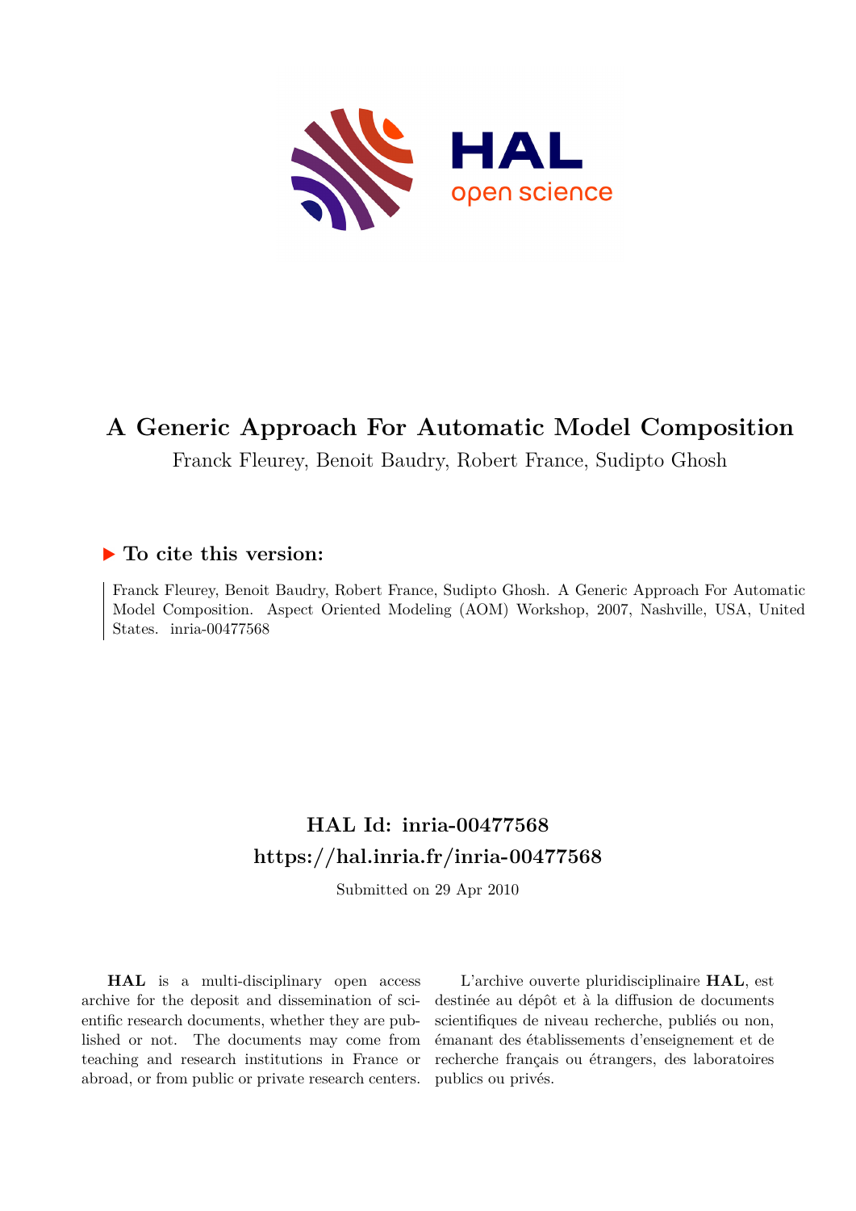# A Generic Approach For Automatic Model Composition

Franck Fleurey, Benoit Baudry, Robert France, Sudipto Ghosh

## ▶ To cite this version:

Franck Fleurey, Benoit Baudry, Robert France, Sudipto Ghosh. A Generic Approach For Automatic Model Composition. Aspect Oriented Modeling (AOM) Workshop, 2007, Nashville, USA, United States. inria-00477568

## HAL Id: inria-00477568
## https://hal.inria.fr/inria-00477568

Submitted on 29 Apr 2010

**HAL** is a multi-disciplinary open access archive for the deposit and dissemination of scientific research documents, whether they are published or not. The documents may come from teaching and research institutions in France or abroad, or from public or private research centers.

L'archive ouverte pluridisciplinaire **HAL**, est destinée au dépôt et à la diffusion de documents scientifiques de niveau recherche, publiés ou non, émanant des établissements d'enseignement et de recherche français ou étrangers, des laboratoires publics ou privés.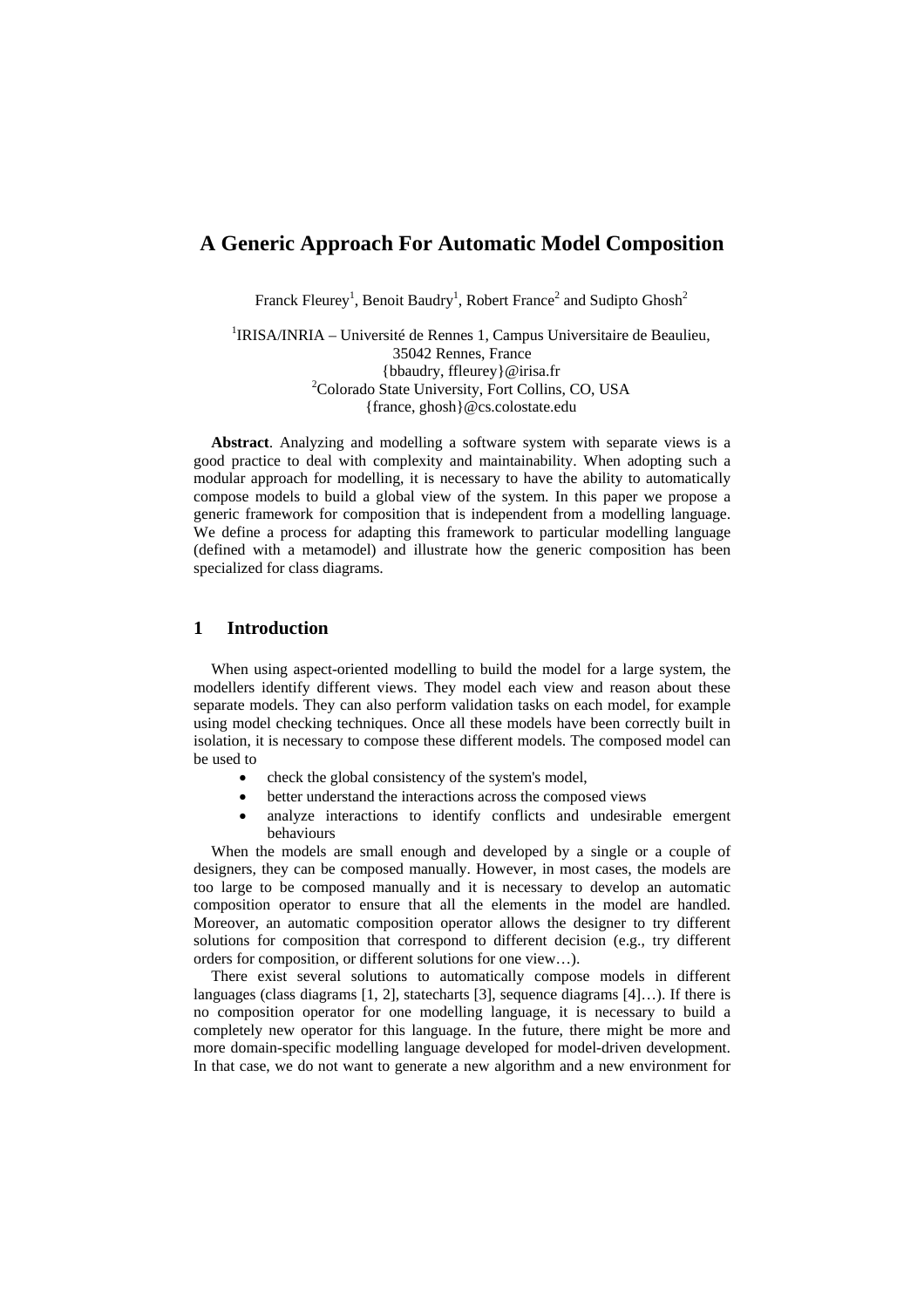# A Generic Approach For Automatic Model Composition

Franck Fleurey[1], Benoit Baudry[1], Robert France[2] and Sudipto Ghosh[2]

[1]IRISA/INRIA – Université de Rennes 1, Campus Universitaire de Beaulieu,
35042 Rennes, France
{bbaudry, ffleurey}@irisa.fr
[2]Colorado State University, Fort Collins, CO, USA
{france, ghosh}@cs.colostate.edu

**Abstract**. Analyzing and modelling a software system with separate views is a good practice to deal with complexity and maintainability. When adopting such a modular approach for modelling, it is necessary to have the ability to automatically compose models to build a global view of the system. In this paper we propose a generic framework for composition that is independent from a modelling language. We define a process for adapting this framework to particular modelling language (defined with a metamodel) and illustrate how the generic composition has been specialized for class diagrams.

## 1 Introduction

When using aspect-oriented modelling to build the model for a large system, the modellers identify different views. They model each view and reason about these separate models. They can also perform validation tasks on each model, for example using model checking techniques. Once all these models have been correctly built in isolation, it is necessary to compose these different models. The composed model can be used to

- check the global consistency of the system's model,
- better understand the interactions across the composed views
- analyze interactions to identify conflicts and undesirable emergent behaviours

When the models are small enough and developed by a single or a couple of designers, they can be composed manually. However, in most cases, the models are too large to be composed manually and it is necessary to develop an automatic composition operator to ensure that all the elements in the model are handled. Moreover, an automatic composition operator allows the designer to try different solutions for composition that correspond to different decision (e.g., try different orders for composition, or different solutions for one view…).

There exist several solutions to automatically compose models in different languages (class diagrams [1, 2], statecharts [3], sequence diagrams [4]…). If there is no composition operator for one modelling language, it is necessary to build a completely new operator for this language. In the future, there might be more and more domain-specific modelling language developed for model-driven development. In that case, we do not want to generate a new algorithm and a new environment for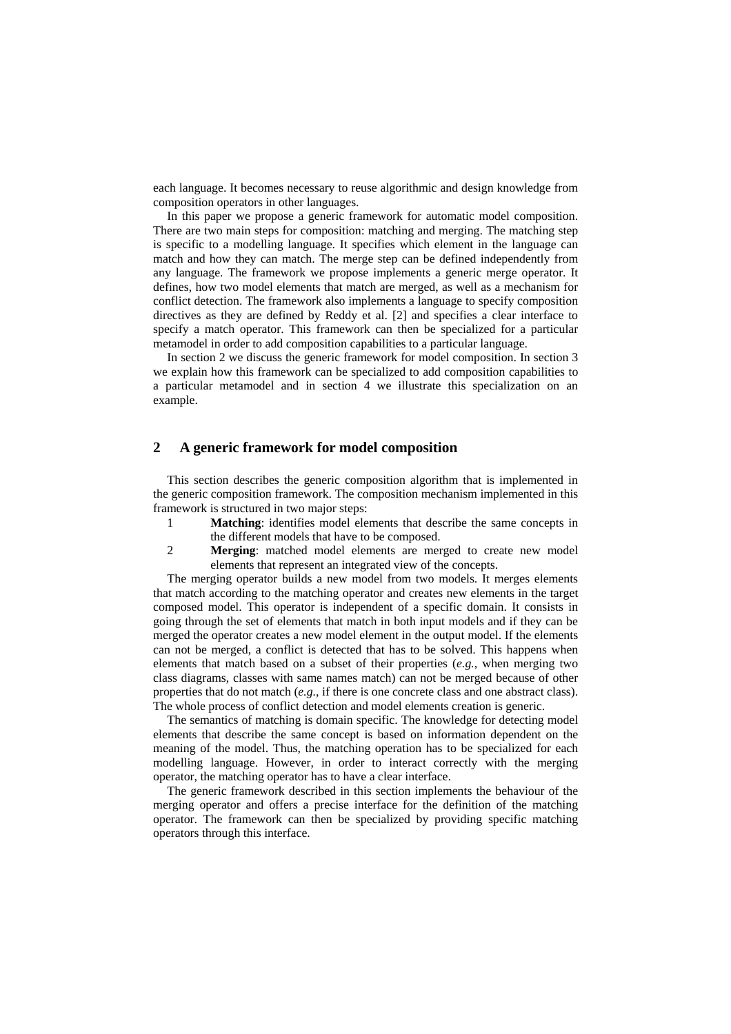each language. It becomes necessary to reuse algorithmic and design knowledge from composition operators in other languages.

In this paper we propose a generic framework for automatic model composition. There are two main steps for composition: matching and merging. The matching step is specific to a modelling language. It specifies which element in the language can match and how they can match. The merge step can be defined independently from any language. The framework we propose implements a generic merge operator. It defines, how two model elements that match are merged, as well as a mechanism for conflict detection. The framework also implements a language to specify composition directives as they are defined by Reddy et al. [2] and specifies a clear interface to specify a match operator. This framework can then be specialized for a particular metamodel in order to add composition capabilities to a particular language.

In section 2 we discuss the generic framework for model composition. In section 3 we explain how this framework can be specialized to add composition capabilities to a particular metamodel and in section 4 we illustrate this specialization on an example.

## 2 A generic framework for model composition

This section describes the generic composition algorithm that is implemented in the generic composition framework. The composition mechanism implemented in this framework is structured in two major steps:

1. **Matching**: identifies model elements that describe the same concepts in the different models that have to be composed.
2. **Merging**: matched model elements are merged to create new model elements that represent an integrated view of the concepts.

The merging operator builds a new model from two models. It merges elements that match according to the matching operator and creates new elements in the target composed model. This operator is independent of a specific domain. It consists in going through the set of elements that match in both input models and if they can be merged the operator creates a new model element in the output model. If the elements can not be merged, a conflict is detected that has to be solved. This happens when elements that match based on a subset of their properties (*e.g.*, when merging two class diagrams, classes with same names match) can not be merged because of other properties that do not match (*e.g.*, if there is one concrete class and one abstract class). The whole process of conflict detection and model elements creation is generic.

The semantics of matching is domain specific. The knowledge for detecting model elements that describe the same concept is based on information dependent on the meaning of the model. Thus, the matching operation has to be specialized for each modelling language. However, in order to interact correctly with the merging operator, the matching operator has to have a clear interface.

The generic framework described in this section implements the behaviour of the merging operator and offers a precise interface for the definition of the matching operator. The framework can then be specialized by providing specific matching operators through this interface.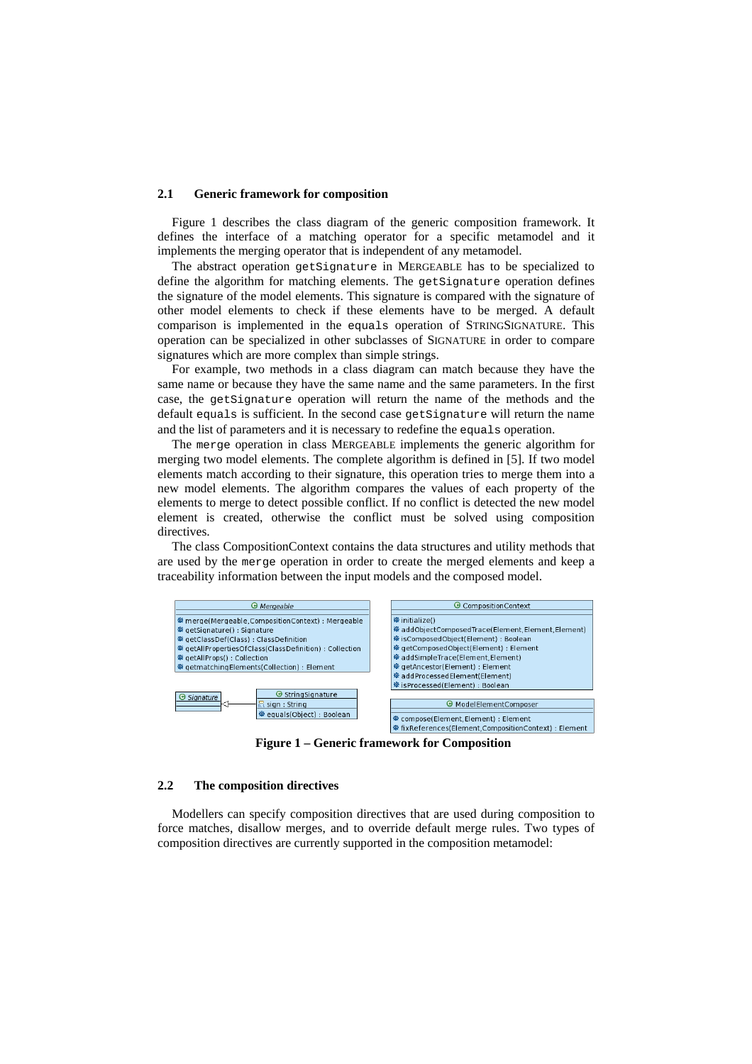### 2.1 Generic framework for composition

Figure 1 describes the class diagram of the generic composition framework. It defines the interface of a matching operator for a specific metamodel and it implements the merging operator that is independent of any metamodel.

The abstract operation `getSignature` in MERGEABLE has to be specialized to define the algorithm for matching elements. The `getSignature` operation defines the signature of the model elements. This signature is compared with the signature of other model elements to check if these elements have to be merged. A default comparison is implemented in the `equals` operation of STRINGSIGNATURE. This operation can be specialized in other subclasses of SIGNATURE in order to compare signatures which are more complex than simple strings.

For example, two methods in a class diagram can match because they have the same name or because they have the same name and the same parameters. In the first case, the `getSignature` operation will return the name of the methods and the default `equals` is sufficient. In the second case `getSignature` will return the name and the list of parameters and it is necessary to redefine the `equals` operation.

The `merge` operation in class MERGEABLE implements the generic algorithm for merging two model elements. The complete algorithm is defined in [5]. If two model elements match according to their signature, this operation tries to merge them into a new model elements. The algorithm compares the values of each property of the elements to merge to detect possible conflict. If no conflict is detected the new model element is created, otherwise the conflict must be solved using composition directives.

The class CompositionContext contains the data structures and utility methods that are used by the `merge` operation in order to create the merged elements and keep a traceability information between the input models and the composed model.

| Mergeable |
|---|
| merge(Mergeable,CompositionContext) : Mergeable |
| getSignature() : Signature |
| getClassDef(Class) : ClassDefinition |
| getAllPropertiesOfClass(ClassDefinition) : Collection |
| getAllProps() : Collection |
| getmatchingElements(Collection) : Element |

| CompositionContext |
|---|
| initialize() |
| addObjectComposedTrace(Element,Element,Element) |
| isComposedObject(Element) : Boolean |
| getComposedObject(Element) : Element |
| addSimpleTrace(Element,Element) |
| getAncestor(Element) : Element |
| addProcessedElement(Element) |
| isProcessed(Element) : Boolean |

| Signature |
|---|

| StringSignature |
|---|
| sign : String |
| equals(Object) : Boolean |

| ModelElementComposer |
|---|
| compose(Element,Element) : Element |
| fixReferences(Element,CompositionContext) : Element |

**Figure 1 – Generic framework for Composition**

### 2.2 The composition directives

Modellers can specify composition directives that are used during composition to force matches, disallow merges, and to override default merge rules. Two types of composition directives are currently supported in the composition metamodel: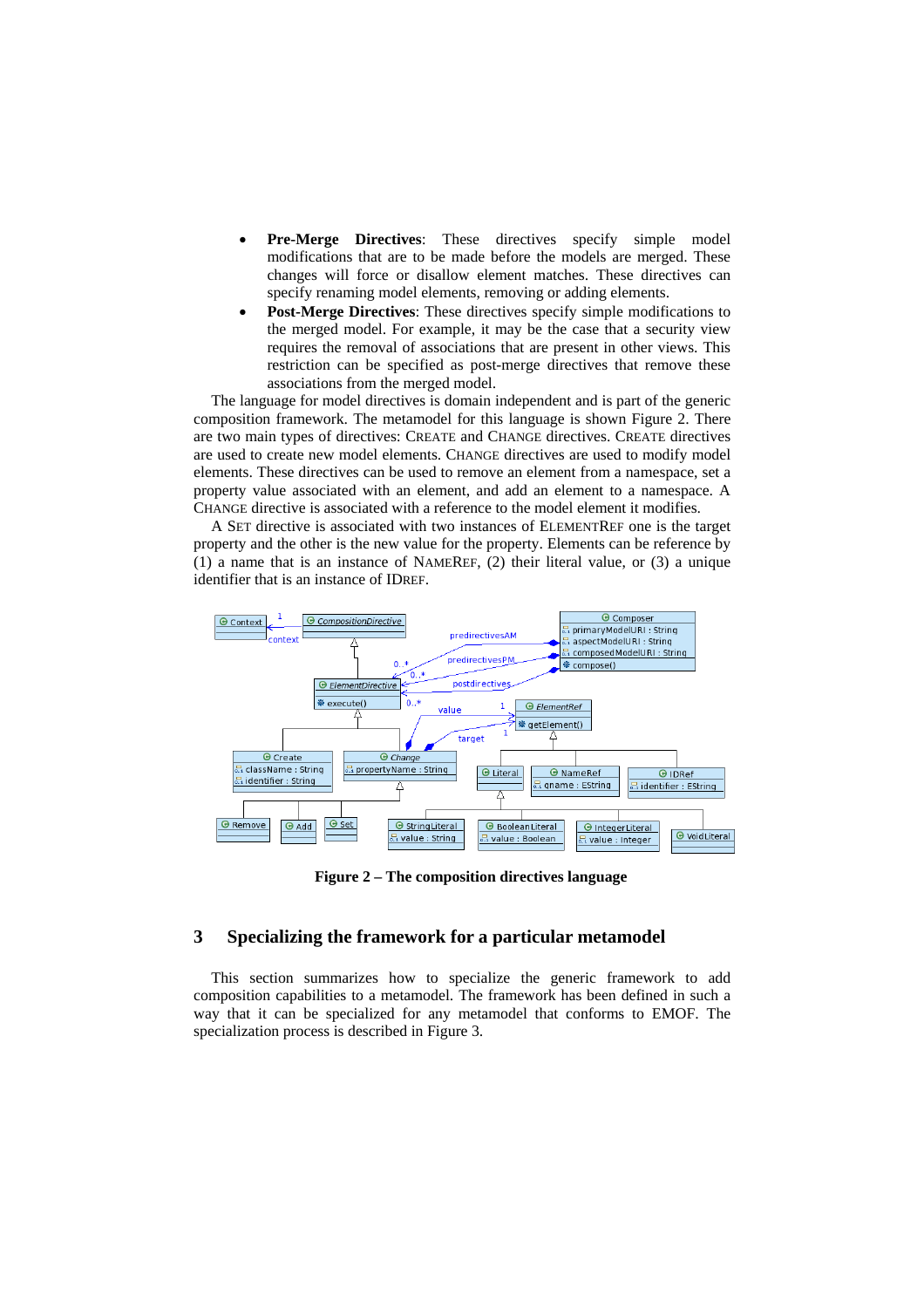- **Pre-Merge Directives**: These directives specify simple model modifications that are to be made before the models are merged. These changes will force or disallow element matches. These directives can specify renaming model elements, removing or adding elements.
- **Post-Merge Directives**: These directives specify simple modifications to the merged model. For example, it may be the case that a security view requires the removal of associations that are present in other views. This restriction can be specified as post-merge directives that remove these associations from the merged model.

The language for model directives is domain independent and is part of the generic composition framework. The metamodel for this language is shown Figure 2. There are two main types of directives: CREATE and CHANGE directives. CREATE directives are used to create new model elements. CHANGE directives are used to modify model elements. These directives can be used to remove an element from a namespace, set a property value associated with an element, and add an element to a namespace. A CHANGE directive is associated with a reference to the model element it modifies.

A SET directive is associated with two instances of ELEMENTREF one is the target property and the other is the new value for the property. Elements can be reference by (1) a name that is an instance of NAMEREF, (2) their literal value, or (3) a unique identifier that is an instance of IDREF.

**Figure 2 – The composition directives language**

## 3 Specializing the framework for a particular metamodel

This section summarizes how to specialize the generic framework to add composition capabilities to a metamodel. The framework has been defined in such a way that it can be specialized for any metamodel that conforms to EMOF. The specialization process is described in Figure 3.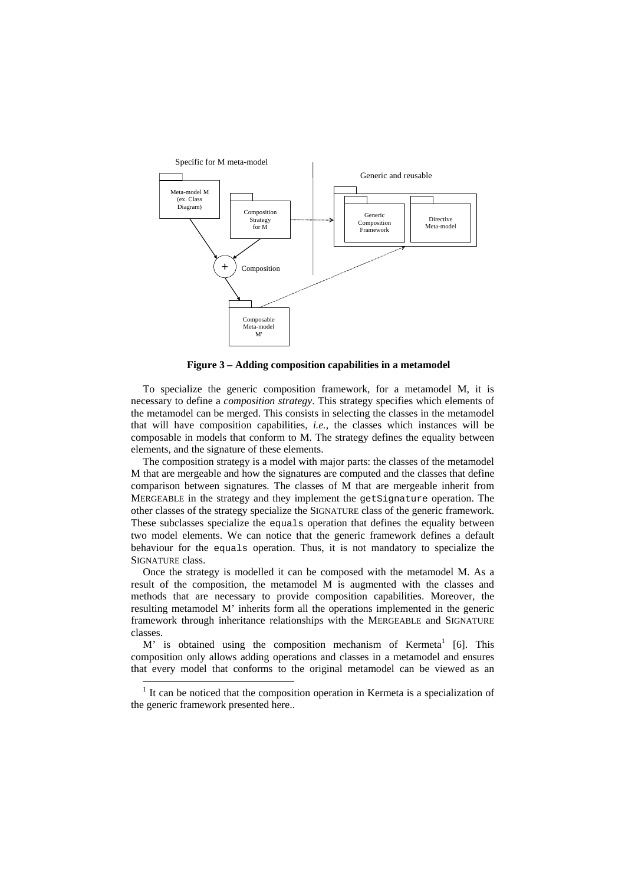Specific for M meta-model

Generic and reusable

Meta-model M (ex. Class Diagram)

Composition Strategy for M

Generic Composition Framework

Directive Meta-model

Composition

Composable Meta-model M'

**Figure 3 – Adding composition capabilities in a metamodel**

To specialize the generic composition framework, for a metamodel M, it is necessary to define a *composition strategy*. This strategy specifies which elements of the metamodel can be merged. This consists in selecting the classes in the metamodel that will have composition capabilities, *i.e.*, the classes which instances will be composable in models that conform to M. The strategy defines the equality between elements, and the signature of these elements.

The composition strategy is a model with major parts: the classes of the metamodel M that are mergeable and how the signatures are computed and the classes that define comparison between signatures. The classes of M that are mergeable inherit from MERGEABLE in the strategy and they implement the `getSignature` operation. The other classes of the strategy specialize the SIGNATURE class of the generic framework. These subclasses specialize the `equals` operation that defines the equality between two model elements. We can notice that the generic framework defines a default behaviour for the `equals` operation. Thus, it is not mandatory to specialize the SIGNATURE class.

Once the strategy is modelled it can be composed with the metamodel M. As a result of the composition, the metamodel M is augmented with the classes and methods that are necessary to provide composition capabilities. Moreover, the resulting metamodel M' inherits form all the operations implemented in the generic framework through inheritance relationships with the MERGEABLE and SIGNATURE classes.

M' is obtained using the composition mechanism of Kermeta[1] [6]. This composition only allows adding operations and classes in a metamodel and ensures that every model that conforms to the original metamodel can be viewed as an

[1] It can be noticed that the composition operation in Kermeta is a specialization of the generic framework presented here..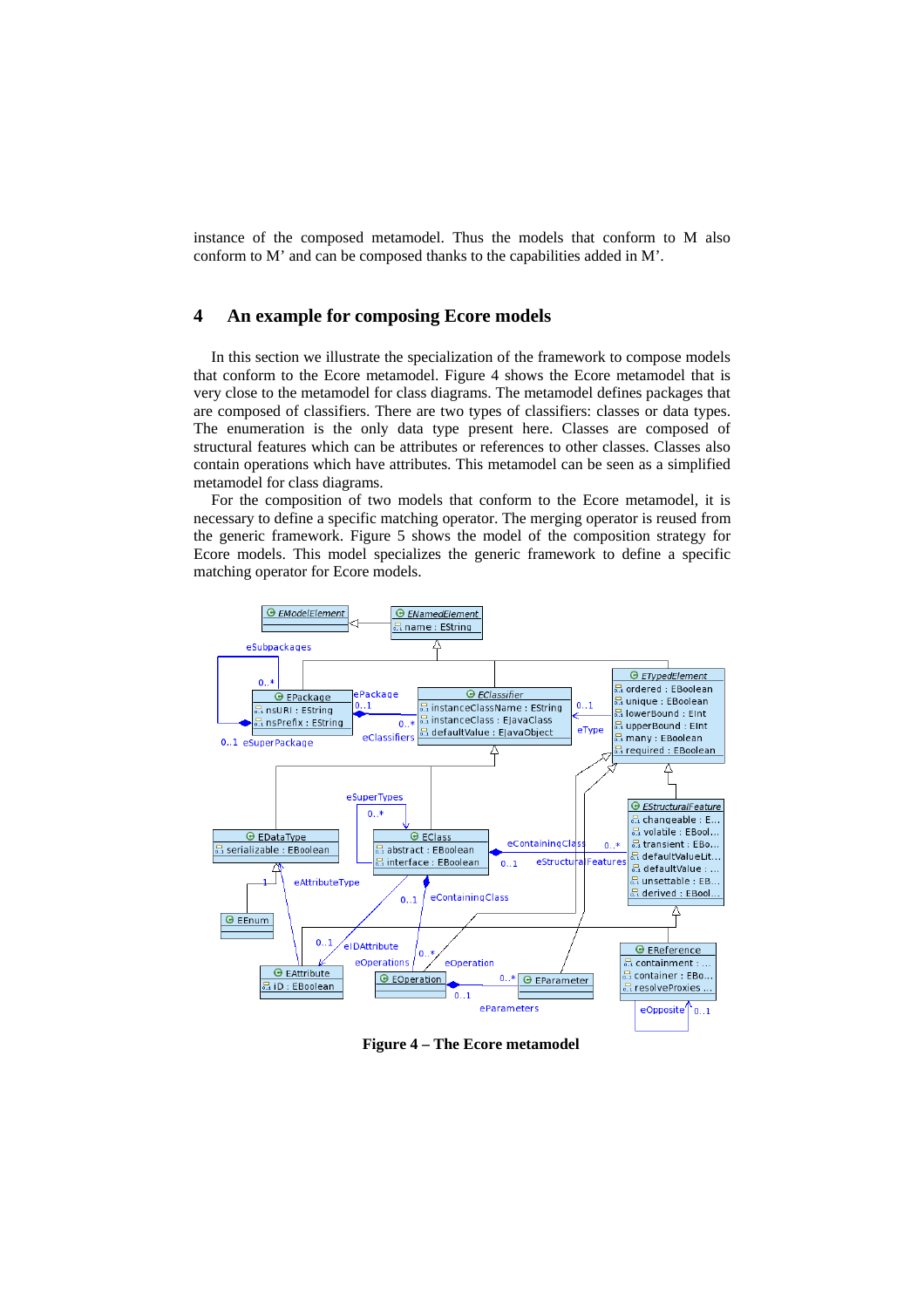instance of the composed metamodel. Thus the models that conform to M also conform to M' and can be composed thanks to the capabilities added in M'.

## 4 An example for composing Ecore models

In this section we illustrate the specialization of the framework to compose models that conform to the Ecore metamodel. Figure 4 shows the Ecore metamodel that is very close to the metamodel for class diagrams. The metamodel defines packages that are composed of classifiers. There are two types of classifiers: classes or data types. The enumeration is the only data type present here. Classes are composed of structural features which can be attributes or references to other classes. Classes also contain operations which have attributes. This metamodel can be seen as a simplified metamodel for class diagrams.

For the composition of two models that conform to the Ecore metamodel, it is necessary to define a specific matching operator. The merging operator is reused from the generic framework. Figure 5 shows the model of the composition strategy for Ecore models. This model specializes the generic framework to define a specific matching operator for Ecore models.

**Figure 4 – The Ecore metamodel**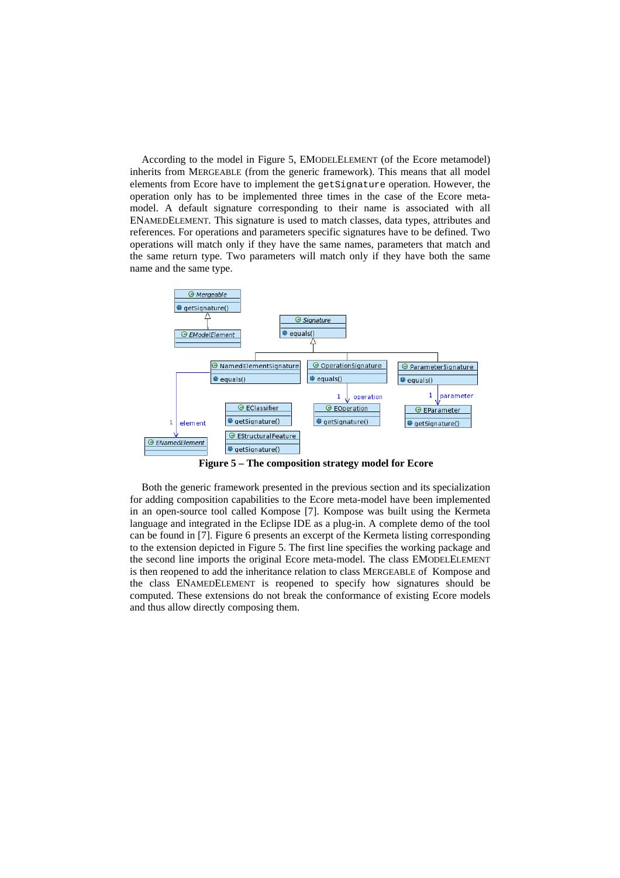According to the model in Figure 5, EMODELELEMENT (of the Ecore metamodel) inherits from MERGEABLE (from the generic framework). This means that all model elements from Ecore have to implement the `getSignature` operation. However, the operation only has to be implemented three times in the case of the Ecore meta-model. A default signature corresponding to their name is associated with all ENAMEDELEMENT. This signature is used to match classes, data types, attributes and references. For operations and parameters specific signatures have to be defined. Two operations will match only if they have the same names, parameters that match and the same return type. Two parameters will match only if they have both the same name and the same type.

**Figure 5 – The composition strategy model for Ecore**

Both the generic framework presented in the previous section and its specialization for adding composition capabilities to the Ecore meta-model have been implemented in an open-source tool called Kompose [7]. Kompose was built using the Kermeta language and integrated in the Eclipse IDE as a plug-in. A complete demo of the tool can be found in [7]. Figure 6 presents an excerpt of the Kermeta listing corresponding to the extension depicted in Figure 5. The first line specifies the working package and the second line imports the original Ecore meta-model. The class EMODELELEMENT is then reopened to add the inheritance relation to class MERGEABLE of Kompose and the class ENAMEDELEMENT is reopened to specify how signatures should be computed. These extensions do not break the conformance of existing Ecore models and thus allow directly composing them.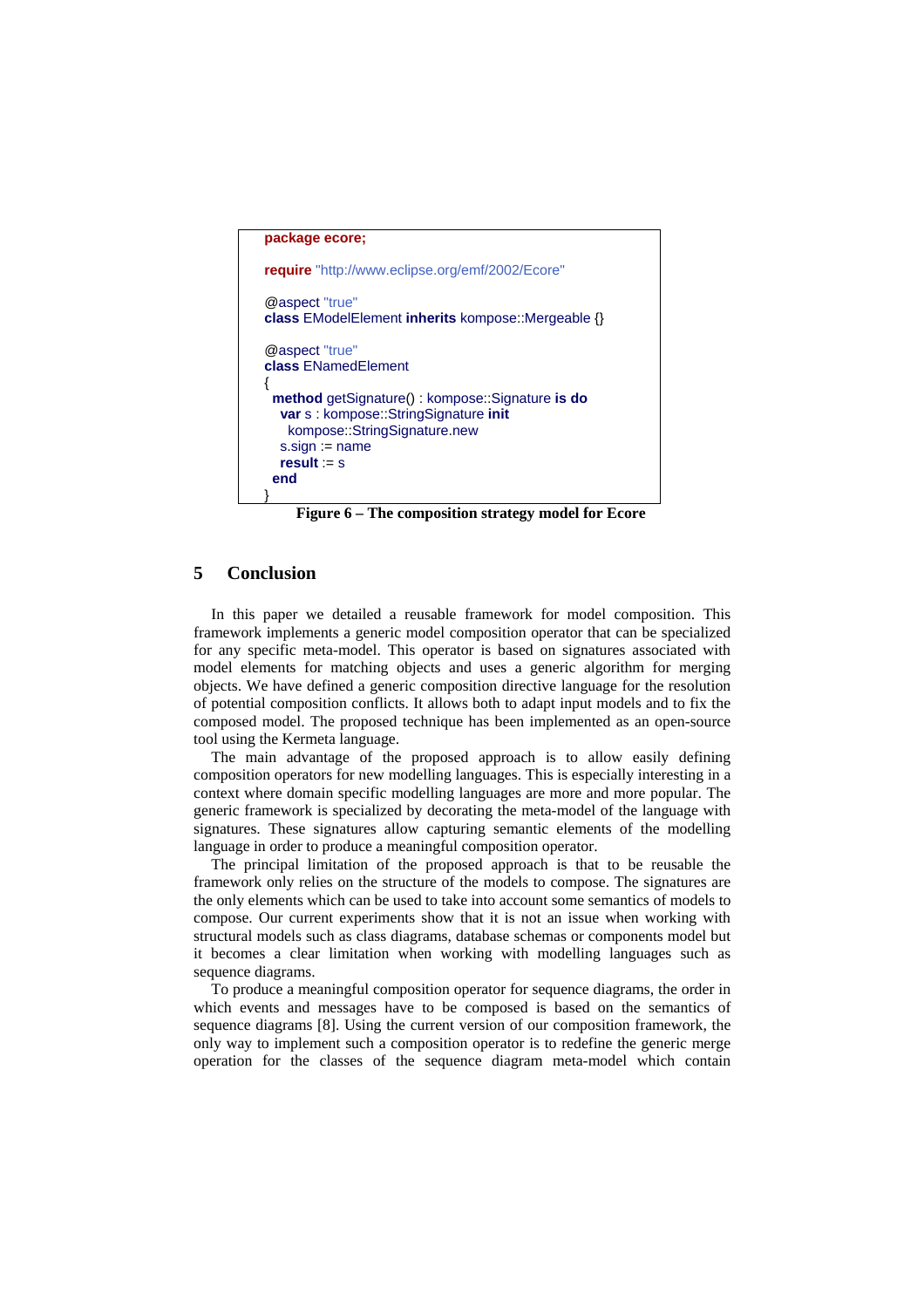```
package ecore;

require "http://www.eclipse.org/emf/2002/Ecore"

@aspect "true"
class EModelElement inherits kompose::Mergeable {}

@aspect "true"
class ENamedElement
{
  method getSignature() : kompose::Signature is do
    var s : kompose::StringSignature init
      kompose::StringSignature.new
    s.sign := name
    result := s
  end
}
```

**Figure 6 – The composition strategy model for Ecore**

## 5 Conclusion

In this paper we detailed a reusable framework for model composition. This framework implements a generic model composition operator that can be specialized for any specific meta-model. This operator is based on signatures associated with model elements for matching objects and uses a generic algorithm for merging objects. We have defined a generic composition directive language for the resolution of potential composition conflicts. It allows both to adapt input models and to fix the composed model. The proposed technique has been implemented as an open-source tool using the Kermeta language.

The main advantage of the proposed approach is to allow easily defining composition operators for new modelling languages. This is especially interesting in a context where domain specific modelling languages are more and more popular. The generic framework is specialized by decorating the meta-model of the language with signatures. These signatures allow capturing semantic elements of the modelling language in order to produce a meaningful composition operator.

The principal limitation of the proposed approach is that to be reusable the framework only relies on the structure of the models to compose. The signatures are the only elements which can be used to take into account some semantics of models to compose. Our current experiments show that it is not an issue when working with structural models such as class diagrams, database schemas or components model but it becomes a clear limitation when working with modelling languages such as sequence diagrams.

To produce a meaningful composition operator for sequence diagrams, the order in which events and messages have to be composed is based on the semantics of sequence diagrams [8]. Using the current version of our composition framework, the only way to implement such a composition operator is to redefine the generic merge operation for the classes of the sequence diagram meta-model which contain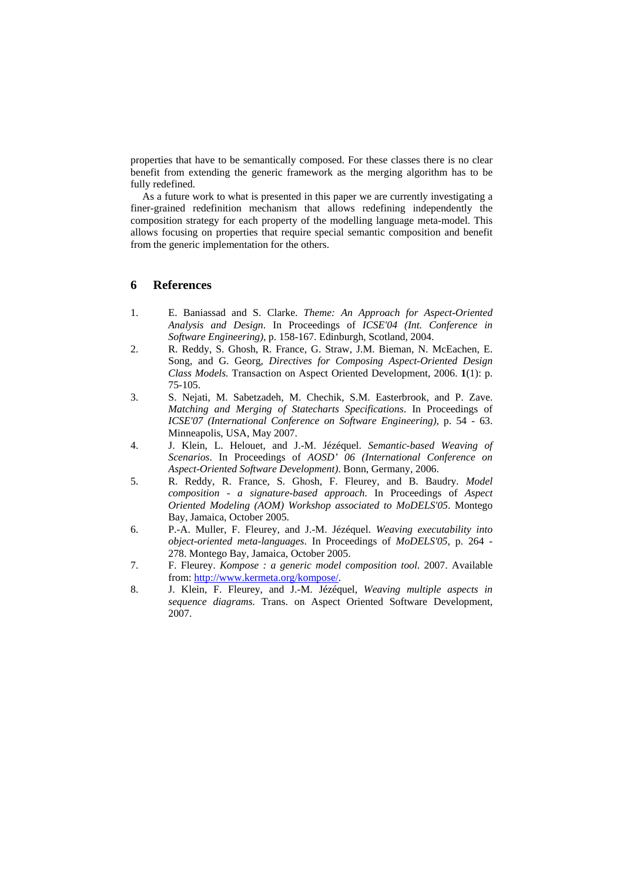properties that have to be semantically composed. For these classes there is no clear benefit from extending the generic framework as the merging algorithm has to be fully redefined.

As a future work to what is presented in this paper we are currently investigating a finer-grained redefinition mechanism that allows redefining independently the composition strategy for each property of the modelling language meta-model. This allows focusing on properties that require special semantic composition and benefit from the generic implementation for the others.

## 6 References

1. E. Baniassad and S. Clarke. *Theme: An Approach for Aspect-Oriented Analysis and Design*. In Proceedings of *ICSE'04 (Int. Conference in Software Engineering)*, p. 158-167. Edinburgh, Scotland, 2004.
2. R. Reddy, S. Ghosh, R. France, G. Straw, J.M. Bieman, N. McEachen, E. Song, and G. Georg, *Directives for Composing Aspect-Oriented Design Class Models.* Transaction on Aspect Oriented Development, 2006. **1**(1): p. 75-105.
3. S. Nejati, M. Sabetzadeh, M. Chechik, S.M. Easterbrook, and P. Zave. *Matching and Merging of Statecharts Specifications*. In Proceedings of *ICSE'07 (International Conference on Software Engineering)*, p. 54 - 63. Minneapolis, USA, May 2007.
4. J. Klein, L. Helouet, and J.-M. Jézéquel. *Semantic-based Weaving of Scenarios*. In Proceedings of *AOSD' 06 (International Conference on Aspect-Oriented Software Development)*. Bonn, Germany, 2006.
5. R. Reddy, R. France, S. Ghosh, F. Fleurey, and B. Baudry. *Model composition - a signature-based approach*. In Proceedings of *Aspect Oriented Modeling (AOM) Workshop associated to MoDELS'05*. Montego Bay, Jamaica, October 2005.
6. P.-A. Muller, F. Fleurey, and J.-M. Jézéquel. *Weaving executability into object-oriented meta-languages*. In Proceedings of *MoDELS'05*, p. 264 - 278. Montego Bay, Jamaica, October 2005.
7. F. Fleurey. *Kompose : a generic model composition tool*. 2007. Available from: http://www.kermeta.org/kompose/.
8. J. Klein, F. Fleurey, and J.-M. Jézéquel, *Weaving multiple aspects in sequence diagrams.* Trans. on Aspect Oriented Software Development, 2007.